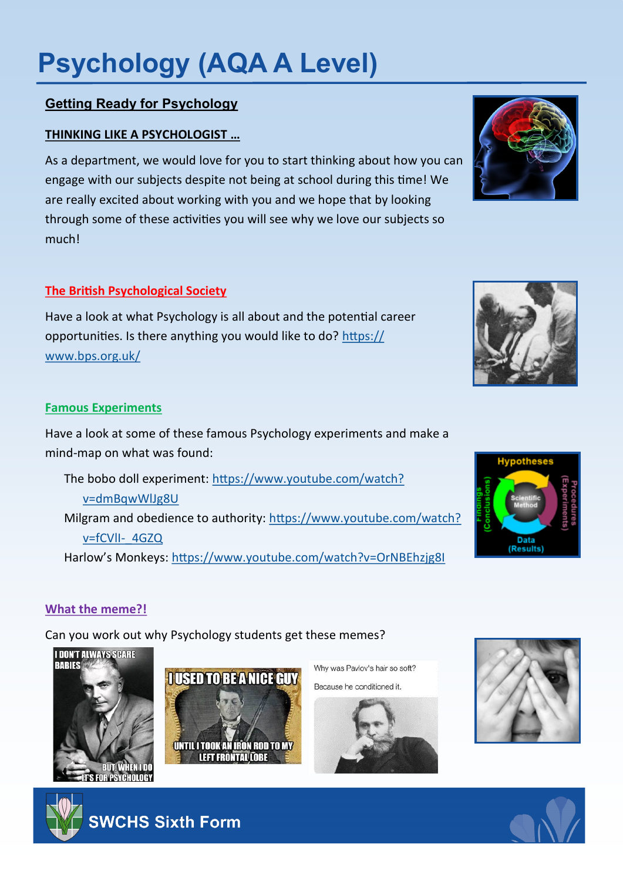# Psychology (AQA A Level)

## Getting Ready for Psychology

### THINKING LIKE A PSYCHOLOGIST …

As a department, we would love for you to start thinking about how you can engage with our subjects despite not being at school during this time! We are really excited about working with you and we hope that by looking through some of these activities you will see why we love our subjects so much!

### The British Psychological Society

Have a look at what Psychology is all about and the potential career opportunities. Is there anything you would like to do? https://www.bps.org.uk/

### Famous Experiments

Have a look at some of these famous Psychology experiments and make a mind-map on what was found:

- The bobo doll experiment: https://www.youtube.com/watch?v=dmBqwWlJg8U
- Milgram and obedience to authority: https://www.youtube.com/watch?v=fCVlI-_4GZQ
- Harlow's Monkeys: https://www.youtube.com/watch?v=OrNBEhzjg8I

### What the meme?!

Can you work out why Psychology students get these memes?

I DON'T ALWAYS SCARE BABIES BUT WHEN I DO IT'S FOR PSYCHOLOGY

I USED TO BE A NICE GUY UNTIL I TOOK AN IRON ROD TO MY LEFT FRONTAL LOBE

Why was Pavlov's hair so soft?

Because he conditioned it.

SWCHS Sixth Form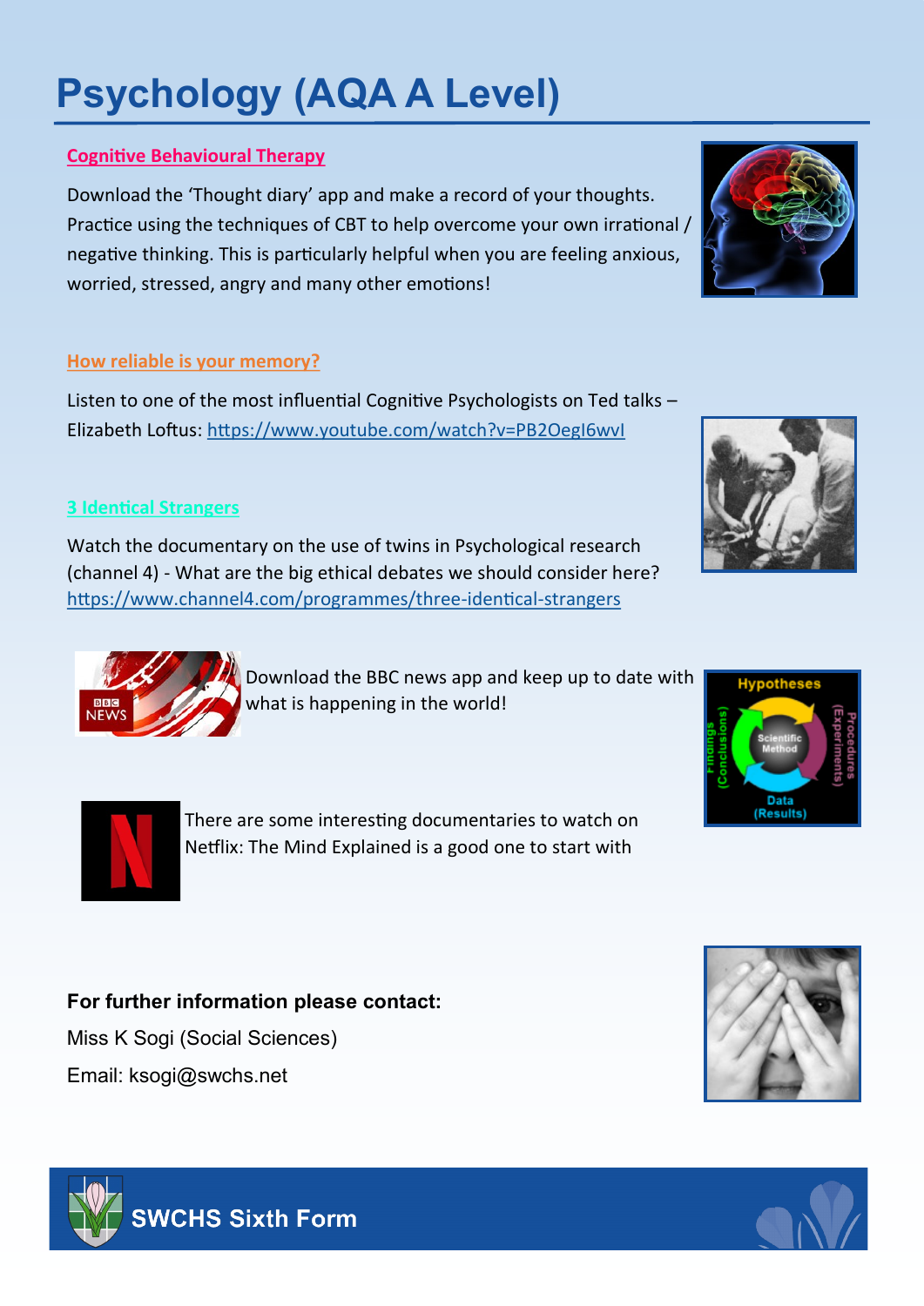# Psychology (AQA A Level)

**Cognitive Behavioural Therapy**

Download the 'Thought diary' app and make a record of your thoughts. Practice using the techniques of CBT to help overcome your own irrational / negative thinking. This is particularly helpful when you are feeling anxious, worried, stressed, angry and many other emotions!

**How reliable is your memory?**

Listen to one of the most influential Cognitive Psychologists on Ted talks – Elizabeth Loftus: https://www.youtube.com/watch?v=PB2OegI6wvI

**3 Identical Strangers**

Watch the documentary on the use of twins in Psychological research (channel 4) - What are the big ethical debates we should consider here? https://www.channel4.com/programmes/three-identical-strangers

Download the BBC news app and keep up to date with what is happening in the world!

There are some interesting documentaries to watch on Netflix: The Mind Explained is a good one to start with

**For further information please contact:**

Miss K Sogi (Social Sciences)

Email: ksogi@swchs.net